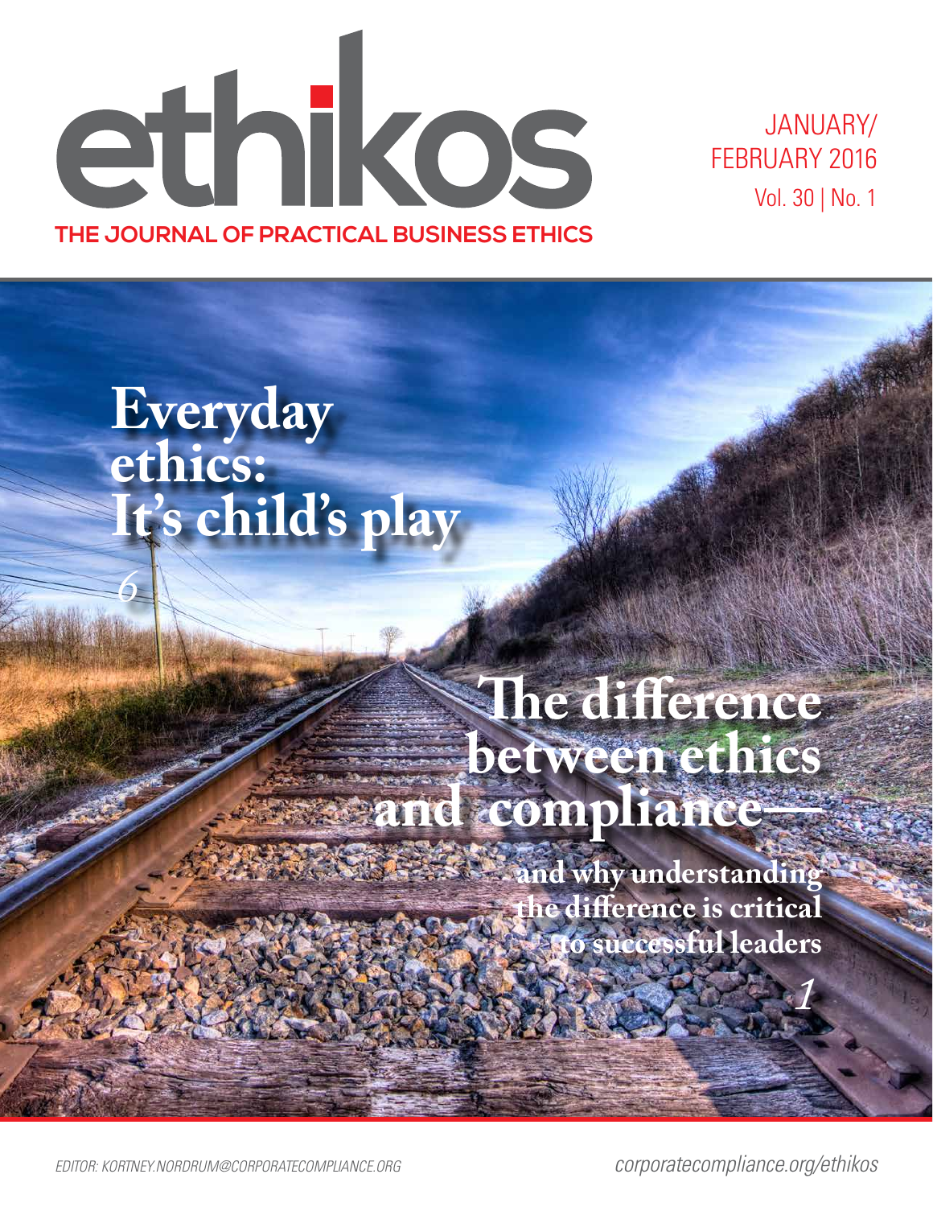# ethikos

**THE JOURNAL OF PRACTICAL BUSINESS ETHICS**

JANUARY/
FEBRUARY 2016
Vol. 30 | No. 1

## Everyday ethics: It's child's play

*6*

## The difference between ethics and compliance—

### and why understanding the difference is critical to successful leaders

*1*

*EDITOR: KORTNEY.NORDRUM@CORPORATECOMPLIANCE.ORG*

*corporatecompliance.org/ethikos*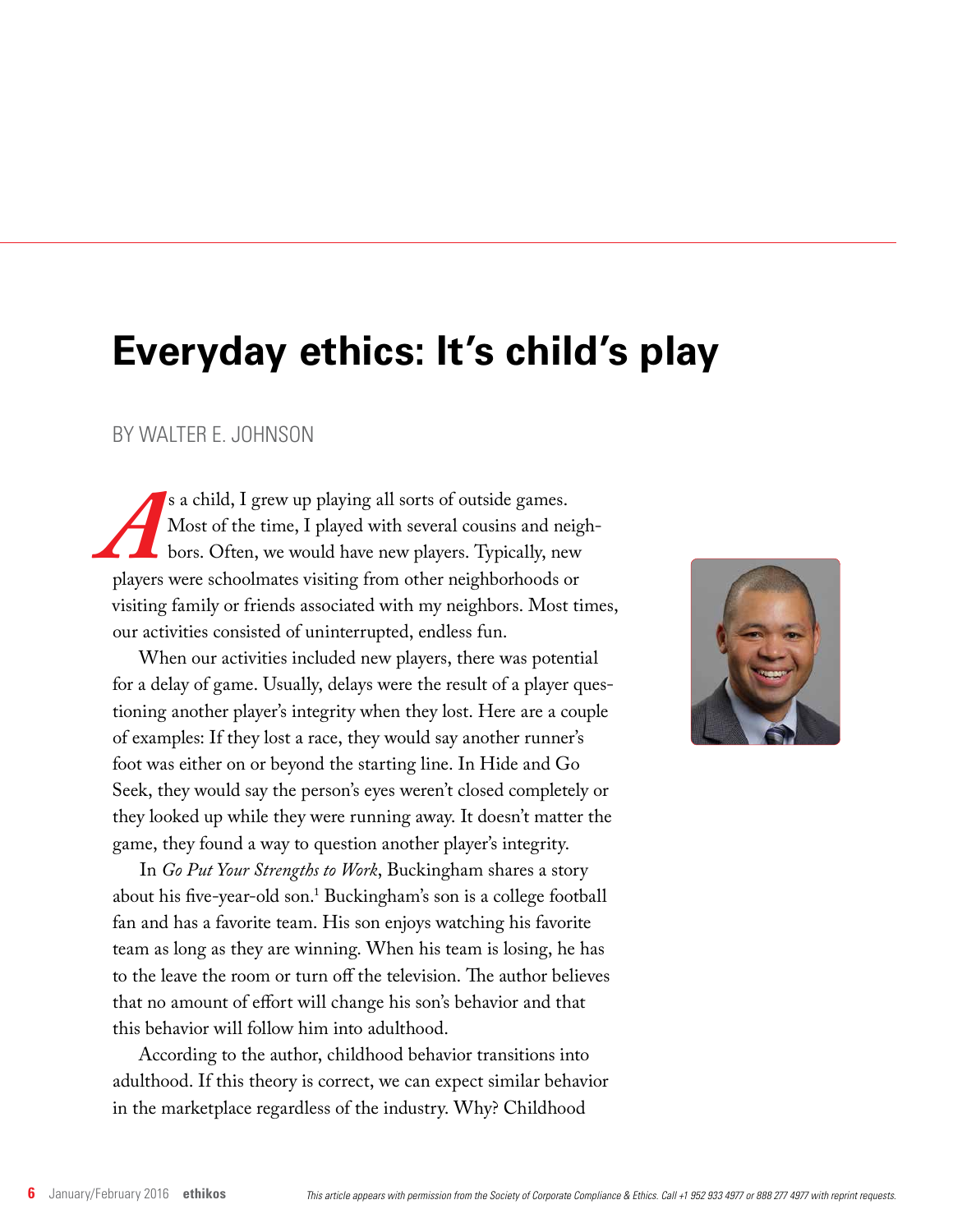# Everyday ethics: It's child's play

BY WALTER E. JOHNSON

As a child, I grew up playing all sorts of outside games. Most of the time, I played with several cousins and neighbors. Often, we would have new players. Typically, new players were schoolmates visiting from other neighborhoods or visiting family or friends associated with my neighbors. Most times, our activities consisted of uninterrupted, endless fun.

When our activities included new players, there was potential for a delay of game. Usually, delays were the result of a player questioning another player's integrity when they lost. Here are a couple of examples: If they lost a race, they would say another runner's foot was either on or beyond the starting line. In Hide and Go Seek, they would say the person's eyes weren't closed completely or they looked up while they were running away. It doesn't matter the game, they found a way to question another player's integrity.

In *Go Put Your Strengths to Work*, Buckingham shares a story about his five-year-old son.[1] Buckingham's son is a college football fan and has a favorite team. His son enjoys watching his favorite team as long as they are winning. When his team is losing, he has to the leave the room or turn off the television. The author believes that no amount of effort will change his son's behavior and that this behavior will follow him into adulthood.

According to the author, childhood behavior transitions into adulthood. If this theory is correct, we can expect similar behavior in the marketplace regardless of the industry. Why? Childhood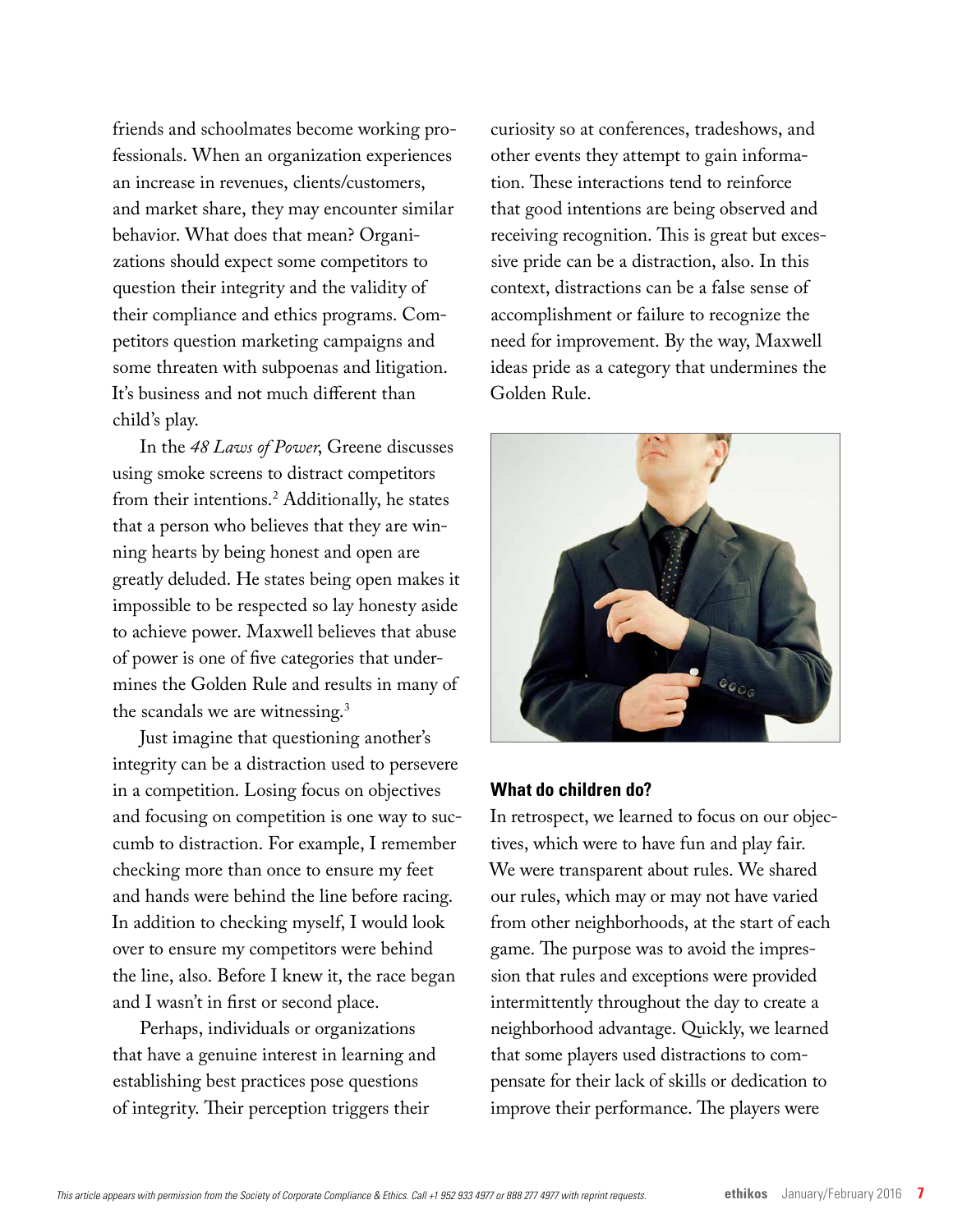friends and schoolmates become working professionals. When an organization experiences an increase in revenues, clients/customers, and market share, they may encounter similar behavior. What does that mean? Organizations should expect some competitors to question their integrity and the validity of their compliance and ethics programs. Competitors question marketing campaigns and some threaten with subpoenas and litigation. It's business and not much different than child's play.

In the *48 Laws of Power*, Greene discusses using smoke screens to distract competitors from their intentions.[2] Additionally, he states that a person who believes that they are winning hearts by being honest and open are greatly deluded. He states being open makes it impossible to be respected so lay honesty aside to achieve power. Maxwell believes that abuse of power is one of five categories that undermines the Golden Rule and results in many of the scandals we are witnessing.[3]

Just imagine that questioning another's integrity can be a distraction used to persevere in a competition. Losing focus on objectives and focusing on competition is one way to succumb to distraction. For example, I remember checking more than once to ensure my feet and hands were behind the line before racing. In addition to checking myself, I would look over to ensure my competitors were behind the line, also. Before I knew it, the race began and I wasn't in first or second place.

Perhaps, individuals or organizations that have a genuine interest in learning and establishing best practices pose questions of integrity. Their perception triggers their curiosity so at conferences, tradeshows, and other events they attempt to gain information. These interactions tend to reinforce that good intentions are being observed and receiving recognition. This is great but excessive pride can be a distraction, also. In this context, distractions can be a false sense of accomplishment or failure to recognize the need for improvement. By the way, Maxwell ideas pride as a category that undermines the Golden Rule.

### What do children do?

In retrospect, we learned to focus on our objectives, which were to have fun and play fair. We were transparent about rules. We shared our rules, which may or may not have varied from other neighborhoods, at the start of each game. The purpose was to avoid the impression that rules and exceptions were provided intermittently throughout the day to create a neighborhood advantage. Quickly, we learned that some players used distractions to compensate for their lack of skills or dedication to improve their performance. The players were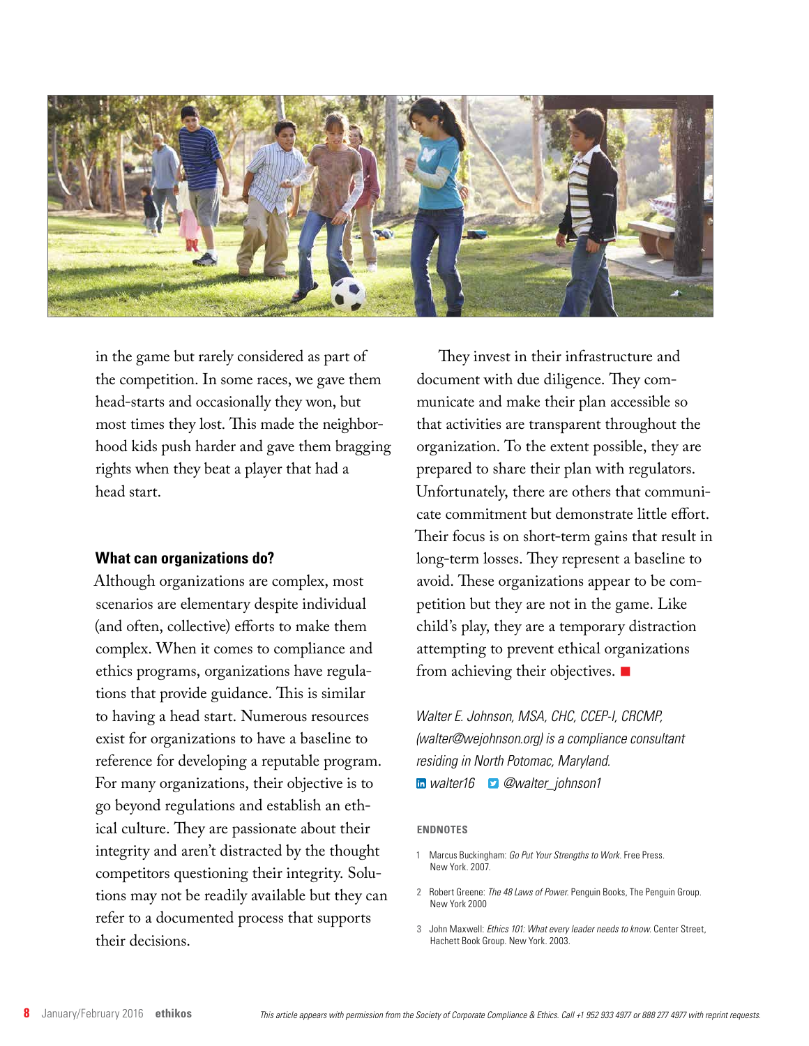in the game but rarely considered as part of the competition. In some races, we gave them head-starts and occasionally they won, but most times they lost. This made the neighborhood kids push harder and gave them bragging rights when they beat a player that had a head start.

### What can organizations do?

Although organizations are complex, most scenarios are elementary despite individual (and often, collective) efforts to make them complex. When it comes to compliance and ethics programs, organizations have regulations that provide guidance. This is similar to having a head start. Numerous resources exist for organizations to have a baseline to reference for developing a reputable program. For many organizations, their objective is to go beyond regulations and establish an ethical culture. They are passionate about their integrity and aren't distracted by the thought competitors questioning their integrity. Solutions may not be readily available but they can refer to a documented process that supports their decisions.

They invest in their infrastructure and document with due diligence. They communicate and make their plan accessible so that activities are transparent throughout the organization. To the extent possible, they are prepared to share their plan with regulators. Unfortunately, there are others that communicate commitment but demonstrate little effort. Their focus is on short-term gains that result in long-term losses. They represent a baseline to avoid. These organizations appear to be competition but they are not in the game. Like child's play, they are a temporary distraction attempting to prevent ethical organizations from achieving their objectives. ■

*Walter E. Johnson, MSA, CHC, CCEP-I, CRCMP, (walter@wejohnson.org) is a compliance consultant residing in North Potomac, Maryland.*

*walter16* *@walter_johnson1*

#### ENDNOTES

1. Marcus Buckingham: *Go Put Your Strengths to Work.* Free Press. New York. 2007.
2. Robert Greene: *The 48 Laws of Power.* Penguin Books, The Penguin Group. New York 2000
3. John Maxwell: *Ethics 101: What every leader needs to know.* Center Street, Hachett Book Group. New York. 2003.

*This article appears with permission from the Society of Corporate Compliance & Ethics. Call +1 952 933 4977 or 888 277 4977 with reprint requests.*